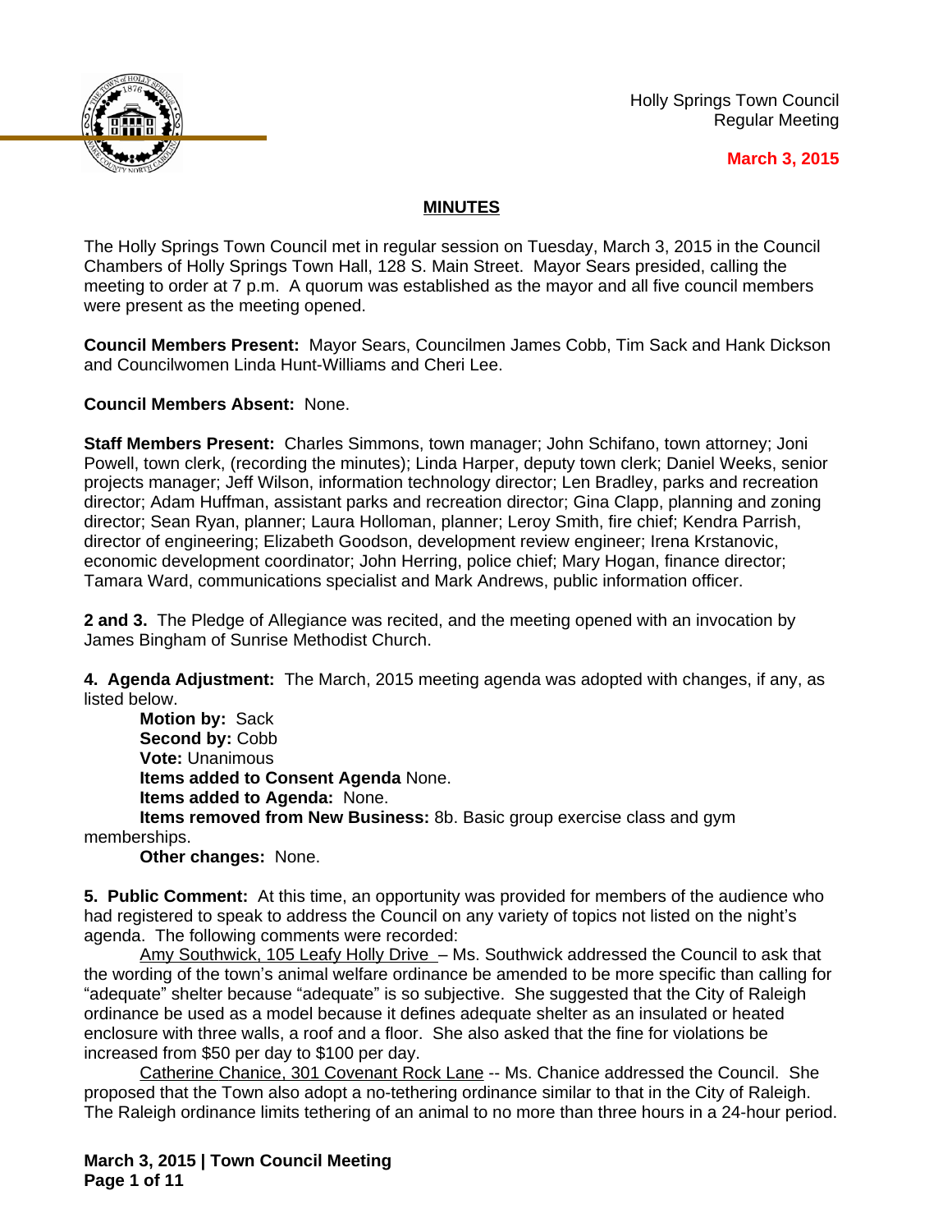Holly Springs Town Council
Regular Meeting

**March 3, 2015**

## MINUTES

The Holly Springs Town Council met in regular session on Tuesday, March 3, 2015 in the Council Chambers of Holly Springs Town Hall, 128 S. Main Street. Mayor Sears presided, calling the meeting to order at 7 p.m. A quorum was established as the mayor and all five council members were present as the meeting opened.

**Council Members Present:** Mayor Sears, Councilmen James Cobb, Tim Sack and Hank Dickson and Councilwomen Linda Hunt-Williams and Cheri Lee.

**Council Members Absent:** None.

**Staff Members Present:** Charles Simmons, town manager; John Schifano, town attorney; Joni Powell, town clerk, (recording the minutes); Linda Harper, deputy town clerk; Daniel Weeks, senior projects manager; Jeff Wilson, information technology director; Len Bradley, parks and recreation director; Adam Huffman, assistant parks and recreation director; Gina Clapp, planning and zoning director; Sean Ryan, planner; Laura Holloman, planner; Leroy Smith, fire chief; Kendra Parrish, director of engineering; Elizabeth Goodson, development review engineer; Irena Krstanovic, economic development coordinator; John Herring, police chief; Mary Hogan, finance director; Tamara Ward, communications specialist and Mark Andrews, public information officer.

**2 and 3.** The Pledge of Allegiance was recited, and the meeting opened with an invocation by James Bingham of Sunrise Methodist Church.

**4. Agenda Adjustment:** The March, 2015 meeting agenda was adopted with changes, if any, as listed below.

**Motion by:** Sack
**Second by:** Cobb
**Vote:** Unanimous
**Items added to Consent Agenda** None.
**Items added to Agenda:** None.
**Items removed from New Business:** 8b. Basic group exercise class and gym memberships.
**Other changes:** None.

**5. Public Comment:** At this time, an opportunity was provided for members of the audience who had registered to speak to address the Council on any variety of topics not listed on the night's agenda. The following comments were recorded:

Amy Southwick, 105 Leafy Holly Drive – Ms. Southwick addressed the Council to ask that the wording of the town's animal welfare ordinance be amended to be more specific than calling for "adequate" shelter because "adequate" is so subjective. She suggested that the City of Raleigh ordinance be used as a model because it defines adequate shelter as an insulated or heated enclosure with three walls, a roof and a floor. She also asked that the fine for violations be increased from $50 per day to $100 per day.

Catherine Chanice, 301 Covenant Rock Lane -- Ms. Chanice addressed the Council. She proposed that the Town also adopt a no-tethering ordinance similar to that in the City of Raleigh. The Raleigh ordinance limits tethering of an animal to no more than three hours in a 24-hour period.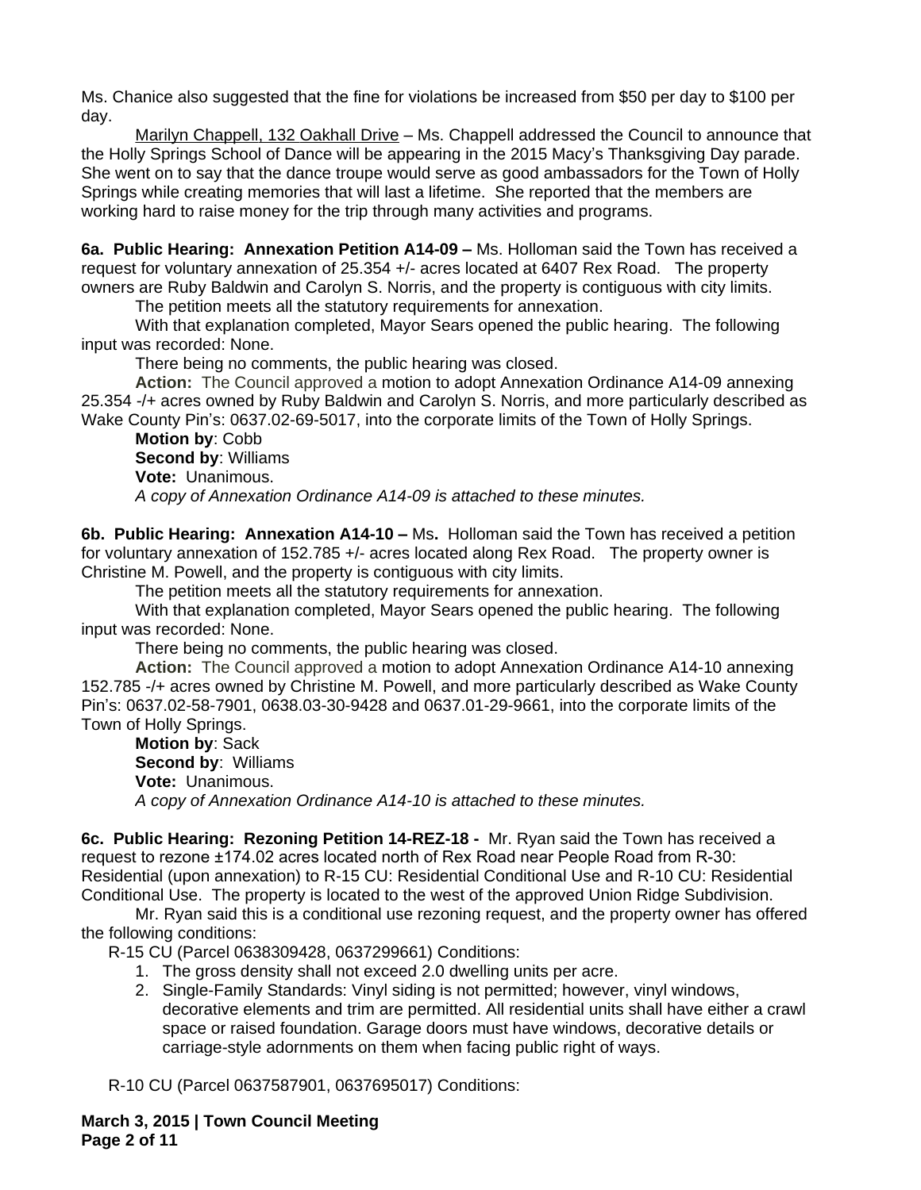Ms. Chanice also suggested that the fine for violations be increased from $50 per day to $100 per day.

Marilyn Chappell, 132 Oakhall Drive – Ms. Chappell addressed the Council to announce that the Holly Springs School of Dance will be appearing in the 2015 Macy's Thanksgiving Day parade. She went on to say that the dance troupe would serve as good ambassadors for the Town of Holly Springs while creating memories that will last a lifetime. She reported that the members are working hard to raise money for the trip through many activities and programs.

**6a. Public Hearing: Annexation Petition A14-09 –** Ms. Holloman said the Town has received a request for voluntary annexation of 25.354 +/- acres located at 6407 Rex Road. The property owners are Ruby Baldwin and Carolyn S. Norris, and the property is contiguous with city limits.

The petition meets all the statutory requirements for annexation.

With that explanation completed, Mayor Sears opened the public hearing. The following input was recorded: None.

There being no comments, the public hearing was closed.

**Action:** The Council approved a motion to adopt Annexation Ordinance A14-09 annexing 25.354 -/+ acres owned by Ruby Baldwin and Carolyn S. Norris, and more particularly described as Wake County Pin's: 0637.02-69-5017, into the corporate limits of the Town of Holly Springs.

**Motion by**: Cobb
**Second by**: Williams
**Vote:** Unanimous.
*A copy of Annexation Ordinance A14-09 is attached to these minutes.*

**6b. Public Hearing: Annexation A14-10 –** Ms**.** Holloman said the Town has received a petition for voluntary annexation of 152.785 +/- acres located along Rex Road. The property owner is Christine M. Powell, and the property is contiguous with city limits.

The petition meets all the statutory requirements for annexation.

With that explanation completed, Mayor Sears opened the public hearing. The following input was recorded: None.

There being no comments, the public hearing was closed.

**Action:** The Council approved a motion to adopt Annexation Ordinance A14-10 annexing 152.785 -/+ acres owned by Christine M. Powell, and more particularly described as Wake County Pin's: 0637.02-58-7901, 0638.03-30-9428 and 0637.01-29-9661, into the corporate limits of the Town of Holly Springs.

**Motion by**: Sack
**Second by**: Williams
**Vote:** Unanimous.
*A copy of Annexation Ordinance A14-10 is attached to these minutes.*

**6c. Public Hearing: Rezoning Petition 14-REZ-18 -** Mr. Ryan said the Town has received a request to rezone ±174.02 acres located north of Rex Road near People Road from R-30: Residential (upon annexation) to R-15 CU: Residential Conditional Use and R-10 CU: Residential Conditional Use. The property is located to the west of the approved Union Ridge Subdivision.

Mr. Ryan said this is a conditional use rezoning request, and the property owner has offered the following conditions:

R-15 CU (Parcel 0638309428, 0637299661) Conditions:

1. The gross density shall not exceed 2.0 dwelling units per acre.
2. Single-Family Standards: Vinyl siding is not permitted; however, vinyl windows, decorative elements and trim are permitted. All residential units shall have either a crawl space or raised foundation. Garage doors must have windows, decorative details or carriage-style adornments on them when facing public right of ways.

R-10 CU (Parcel 0637587901, 0637695017) Conditions: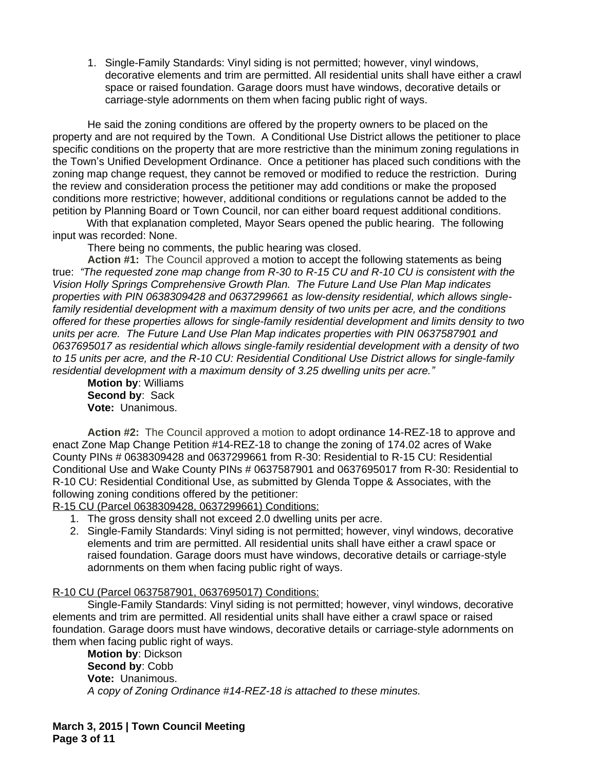1. Single-Family Standards: Vinyl siding is not permitted; however, vinyl windows, decorative elements and trim are permitted. All residential units shall have either a crawl space or raised foundation. Garage doors must have windows, decorative details or carriage-style adornments on them when facing public right of ways.

He said the zoning conditions are offered by the property owners to be placed on the property and are not required by the Town. A Conditional Use District allows the petitioner to place specific conditions on the property that are more restrictive than the minimum zoning regulations in the Town's Unified Development Ordinance. Once a petitioner has placed such conditions with the zoning map change request, they cannot be removed or modified to reduce the restriction. During the review and consideration process the petitioner may add conditions or make the proposed conditions more restrictive; however, additional conditions or regulations cannot be added to the petition by Planning Board or Town Council, nor can either board request additional conditions.

With that explanation completed, Mayor Sears opened the public hearing. The following input was recorded: None.

There being no comments, the public hearing was closed.

**Action #1:** The Council approved a motion to accept the following statements as being true: *"The requested zone map change from R-30 to R-15 CU and R-10 CU is consistent with the Vision Holly Springs Comprehensive Growth Plan. The Future Land Use Plan Map indicates properties with PIN 0638309428 and 0637299661 as low-density residential, which allows single-family residential development with a maximum density of two units per acre, and the conditions offered for these properties allows for single-family residential development and limits density to two units per acre. The Future Land Use Plan Map indicates properties with PIN 0637587901 and 0637695017 as residential which allows single-family residential development with a density of two to 15 units per acre, and the R-10 CU: Residential Conditional Use District allows for single-family residential development with a maximum density of 3.25 dwelling units per acre."*

**Motion by**: Williams
**Second by**: Sack
**Vote:** Unanimous.

**Action #2:** The Council approved a motion to adopt ordinance 14-REZ-18 to approve and enact Zone Map Change Petition #14-REZ-18 to change the zoning of 174.02 acres of Wake County PINs # 0638309428 and 0637299661 from R-30: Residential to R-15 CU: Residential Conditional Use and Wake County PINs # 0637587901 and 0637695017 from R-30: Residential to R-10 CU: Residential Conditional Use, as submitted by Glenda Toppe & Associates, with the following zoning conditions offered by the petitioner:

R-15 CU (Parcel 0638309428, 0637299661) Conditions:

1. The gross density shall not exceed 2.0 dwelling units per acre.
2. Single-Family Standards: Vinyl siding is not permitted; however, vinyl windows, decorative elements and trim are permitted. All residential units shall have either a crawl space or raised foundation. Garage doors must have windows, decorative details or carriage-style adornments on them when facing public right of ways.

R-10 CU (Parcel 0637587901, 0637695017) Conditions:

Single-Family Standards: Vinyl siding is not permitted; however, vinyl windows, decorative elements and trim are permitted. All residential units shall have either a crawl space or raised foundation. Garage doors must have windows, decorative details or carriage-style adornments on them when facing public right of ways.

**Motion by**: Dickson
**Second by**: Cobb
**Vote:** Unanimous.
*A copy of Zoning Ordinance #14-REZ-18 is attached to these minutes.*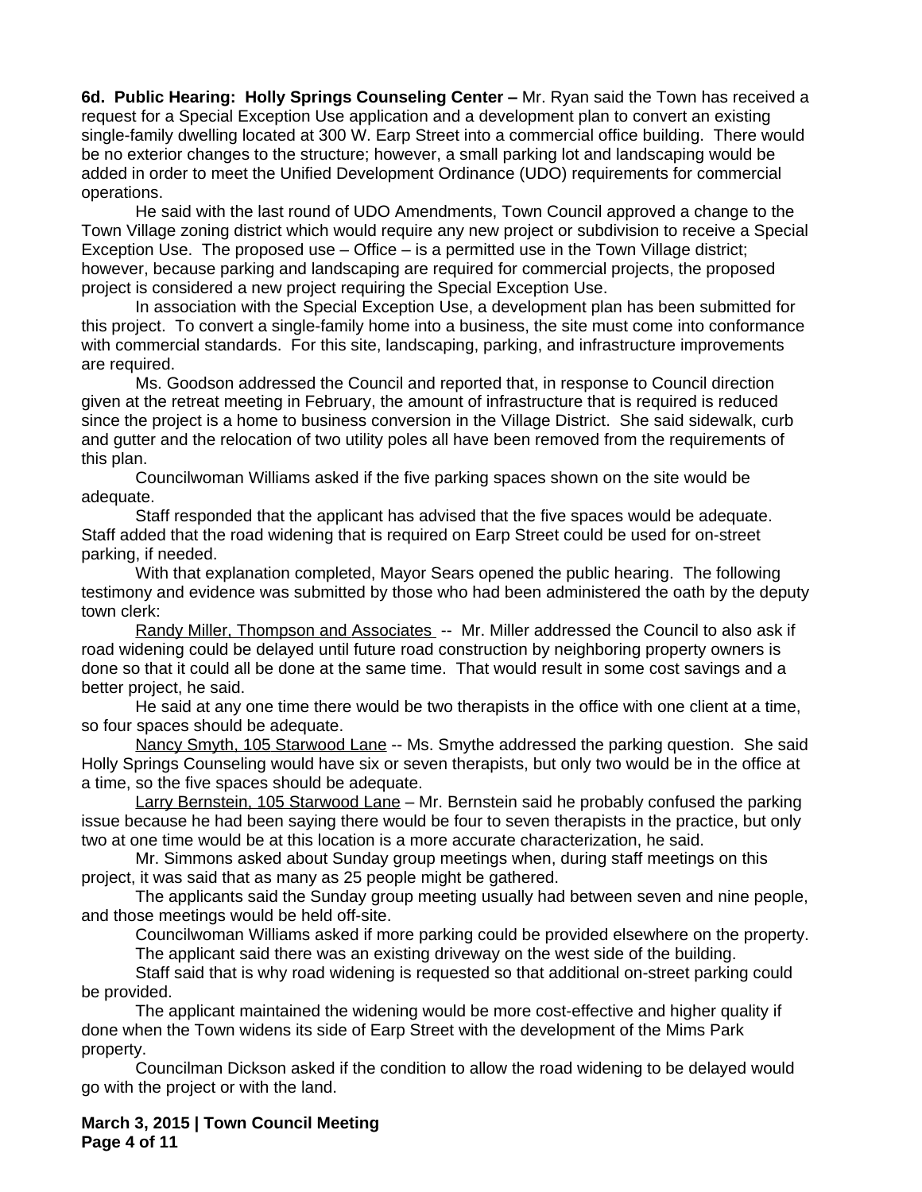**6d. Public Hearing: Holly Springs Counseling Center –** Mr. Ryan said the Town has received a request for a Special Exception Use application and a development plan to convert an existing single-family dwelling located at 300 W. Earp Street into a commercial office building. There would be no exterior changes to the structure; however, a small parking lot and landscaping would be added in order to meet the Unified Development Ordinance (UDO) requirements for commercial operations.

He said with the last round of UDO Amendments, Town Council approved a change to the Town Village zoning district which would require any new project or subdivision to receive a Special Exception Use. The proposed use – Office – is a permitted use in the Town Village district; however, because parking and landscaping are required for commercial projects, the proposed project is considered a new project requiring the Special Exception Use.

In association with the Special Exception Use, a development plan has been submitted for this project. To convert a single-family home into a business, the site must come into conformance with commercial standards. For this site, landscaping, parking, and infrastructure improvements are required.

Ms. Goodson addressed the Council and reported that, in response to Council direction given at the retreat meeting in February, the amount of infrastructure that is required is reduced since the project is a home to business conversion in the Village District. She said sidewalk, curb and gutter and the relocation of two utility poles all have been removed from the requirements of this plan.

Councilwoman Williams asked if the five parking spaces shown on the site would be adequate.

Staff responded that the applicant has advised that the five spaces would be adequate. Staff added that the road widening that is required on Earp Street could be used for on-street parking, if needed.

With that explanation completed, Mayor Sears opened the public hearing. The following testimony and evidence was submitted by those who had been administered the oath by the deputy town clerk:

Randy Miller, Thompson and Associates -- Mr. Miller addressed the Council to also ask if road widening could be delayed until future road construction by neighboring property owners is done so that it could all be done at the same time. That would result in some cost savings and a better project, he said.

He said at any one time there would be two therapists in the office with one client at a time, so four spaces should be adequate.

Nancy Smyth, 105 Starwood Lane -- Ms. Smythe addressed the parking question. She said Holly Springs Counseling would have six or seven therapists, but only two would be in the office at a time, so the five spaces should be adequate.

Larry Bernstein, 105 Starwood Lane – Mr. Bernstein said he probably confused the parking issue because he had been saying there would be four to seven therapists in the practice, but only two at one time would be at this location is a more accurate characterization, he said.

Mr. Simmons asked about Sunday group meetings when, during staff meetings on this project, it was said that as many as 25 people might be gathered.

The applicants said the Sunday group meeting usually had between seven and nine people, and those meetings would be held off-site.

Councilwoman Williams asked if more parking could be provided elsewhere on the property.

The applicant said there was an existing driveway on the west side of the building.

Staff said that is why road widening is requested so that additional on-street parking could be provided.

The applicant maintained the widening would be more cost-effective and higher quality if done when the Town widens its side of Earp Street with the development of the Mims Park property.

Councilman Dickson asked if the condition to allow the road widening to be delayed would go with the project or with the land.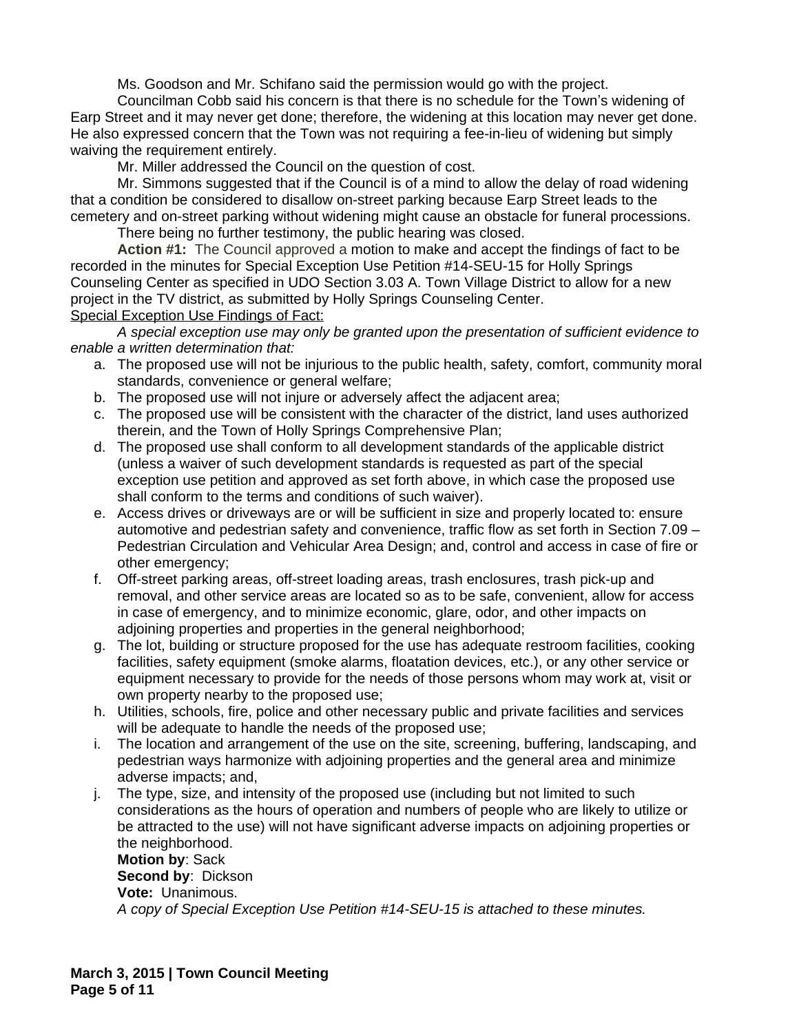Ms. Goodson and Mr. Schifano said the permission would go with the project.

Councilman Cobb said his concern is that there is no schedule for the Town's widening of Earp Street and it may never get done; therefore, the widening at this location may never get done. He also expressed concern that the Town was not requiring a fee-in-lieu of widening but simply waiving the requirement entirely.

Mr. Miller addressed the Council on the question of cost.

Mr. Simmons suggested that if the Council is of a mind to allow the delay of road widening that a condition be considered to disallow on-street parking because Earp Street leads to the cemetery and on-street parking without widening might cause an obstacle for funeral processions.

There being no further testimony, the public hearing was closed.

**Action #1:** The Council approved a motion to make and accept the findings of fact to be recorded in the minutes for Special Exception Use Petition #14-SEU-15 for Holly Springs Counseling Center as specified in UDO Section 3.03 A. Town Village District to allow for a new project in the TV district, as submitted by Holly Springs Counseling Center.

Special Exception Use Findings of Fact:

*A special exception use may only be granted upon the presentation of sufficient evidence to enable a written determination that:*

a. The proposed use will not be injurious to the public health, safety, comfort, community moral standards, convenience or general welfare;
b. The proposed use will not injure or adversely affect the adjacent area;
c. The proposed use will be consistent with the character of the district, land uses authorized therein, and the Town of Holly Springs Comprehensive Plan;
d. The proposed use shall conform to all development standards of the applicable district (unless a waiver of such development standards is requested as part of the special exception use petition and approved as set forth above, in which case the proposed use shall conform to the terms and conditions of such waiver).
e. Access drives or driveways are or will be sufficient in size and properly located to: ensure automotive and pedestrian safety and convenience, traffic flow as set forth in Section 7.09 – Pedestrian Circulation and Vehicular Area Design; and, control and access in case of fire or other emergency;
f. Off-street parking areas, off-street loading areas, trash enclosures, trash pick-up and removal, and other service areas are located so as to be safe, convenient, allow for access in case of emergency, and to minimize economic, glare, odor, and other impacts on adjoining properties and properties in the general neighborhood;
g. The lot, building or structure proposed for the use has adequate restroom facilities, cooking facilities, safety equipment (smoke alarms, floatation devices, etc.), or any other service or equipment necessary to provide for the needs of those persons whom may work at, visit or own property nearby to the proposed use;
h. Utilities, schools, fire, police and other necessary public and private facilities and services will be adequate to handle the needs of the proposed use;
i. The location and arrangement of the use on the site, screening, buffering, landscaping, and pedestrian ways harmonize with adjoining properties and the general area and minimize adverse impacts; and,
j. The type, size, and intensity of the proposed use (including but not limited to such considerations as the hours of operation and numbers of people who are likely to utilize or be attracted to the use) will not have significant adverse impacts on adjoining properties or the neighborhood.

**Motion by**: Sack
**Second by**: Dickson
**Vote:** Unanimous.

*A copy of Special Exception Use Petition #14-SEU-15 is attached to these minutes.*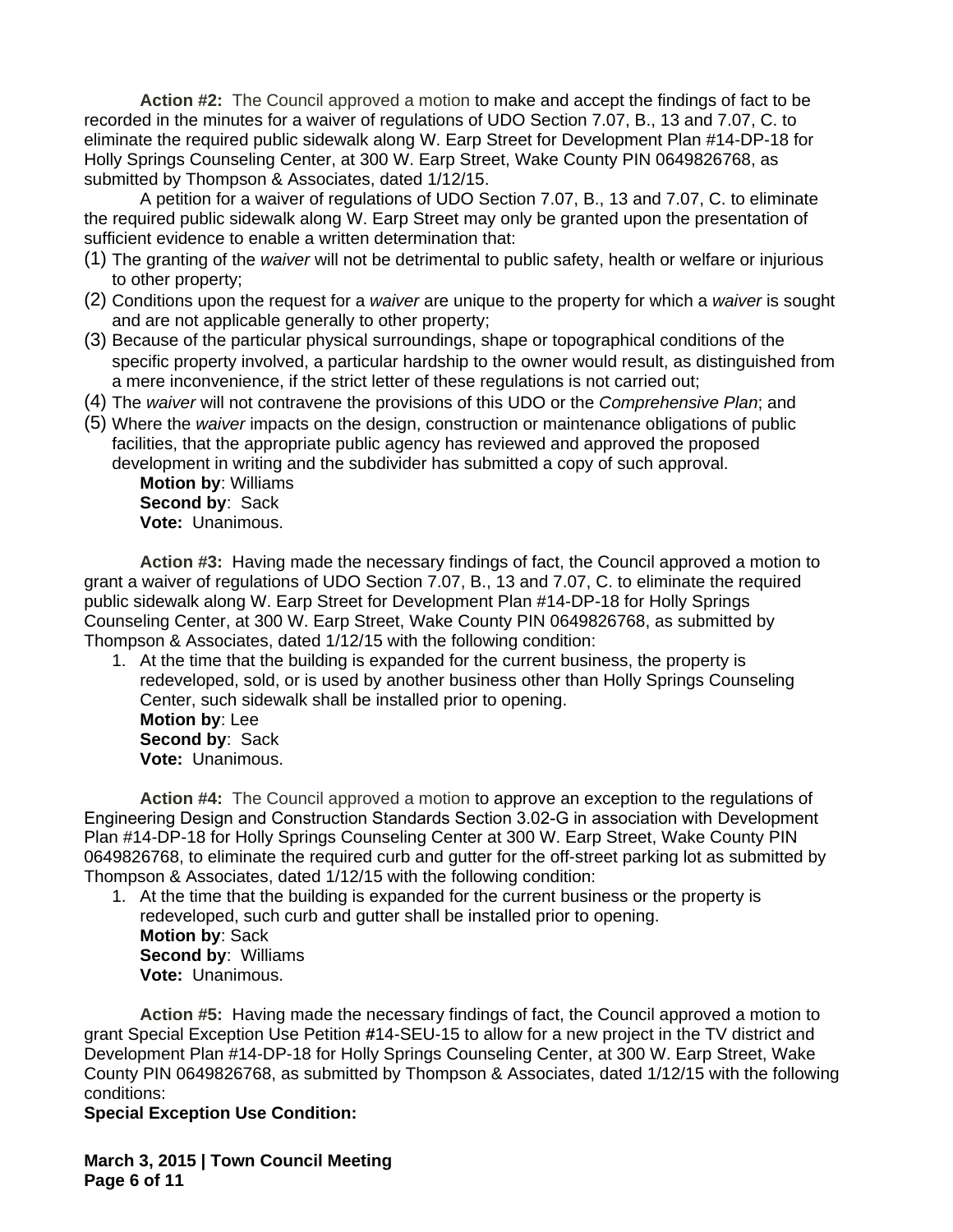**Action #2:** The Council approved a motion to make and accept the findings of fact to be recorded in the minutes for a waiver of regulations of UDO Section 7.07, B., 13 and 7.07, C. to eliminate the required public sidewalk along W. Earp Street for Development Plan #14-DP-18 for Holly Springs Counseling Center, at 300 W. Earp Street, Wake County PIN 0649826768, as submitted by Thompson & Associates, dated 1/12/15.

A petition for a waiver of regulations of UDO Section 7.07, B., 13 and 7.07, C. to eliminate the required public sidewalk along W. Earp Street may only be granted upon the presentation of sufficient evidence to enable a written determination that:

(1) The granting of the *waiver* will not be detrimental to public safety, health or welfare or injurious to other property;
(2) Conditions upon the request for a *waiver* are unique to the property for which a *waiver* is sought and are not applicable generally to other property;
(3) Because of the particular physical surroundings, shape or topographical conditions of the specific property involved, a particular hardship to the owner would result, as distinguished from a mere inconvenience, if the strict letter of these regulations is not carried out;
(4) The *waiver* will not contravene the provisions of this UDO or the *Comprehensive Plan*; and
(5) Where the *waiver* impacts on the design, construction or maintenance obligations of public facilities, that the appropriate public agency has reviewed and approved the proposed development in writing and the subdivider has submitted a copy of such approval.

**Motion by**: Williams
**Second by**: Sack
**Vote:** Unanimous.

**Action #3:** Having made the necessary findings of fact, the Council approved a motion to grant a waiver of regulations of UDO Section 7.07, B., 13 and 7.07, C. to eliminate the required public sidewalk along W. Earp Street for Development Plan #14-DP-18 for Holly Springs Counseling Center, at 300 W. Earp Street, Wake County PIN 0649826768, as submitted by Thompson & Associates, dated 1/12/15 with the following condition:

1. At the time that the building is expanded for the current business, the property is redeveloped, sold, or is used by another business other than Holly Springs Counseling Center, such sidewalk shall be installed prior to opening.

**Motion by**: Lee
**Second by**: Sack
**Vote:** Unanimous.

**Action #4:** The Council approved a motion to approve an exception to the regulations of Engineering Design and Construction Standards Section 3.02-G in association with Development Plan #14-DP-18 for Holly Springs Counseling Center at 300 W. Earp Street, Wake County PIN 0649826768, to eliminate the required curb and gutter for the off-street parking lot as submitted by Thompson & Associates, dated 1/12/15 with the following condition:

1. At the time that the building is expanded for the current business or the property is redeveloped, such curb and gutter shall be installed prior to opening.

**Motion by**: Sack
**Second by**: Williams
**Vote:** Unanimous.

**Action #5:** Having made the necessary findings of fact, the Council approved a motion to grant Special Exception Use Petition #14-SEU-15 to allow for a new project in the TV district and Development Plan #14-DP-18 for Holly Springs Counseling Center, at 300 W. Earp Street, Wake County PIN 0649826768, as submitted by Thompson & Associates, dated 1/12/15 with the following conditions:

**Special Exception Use Condition:**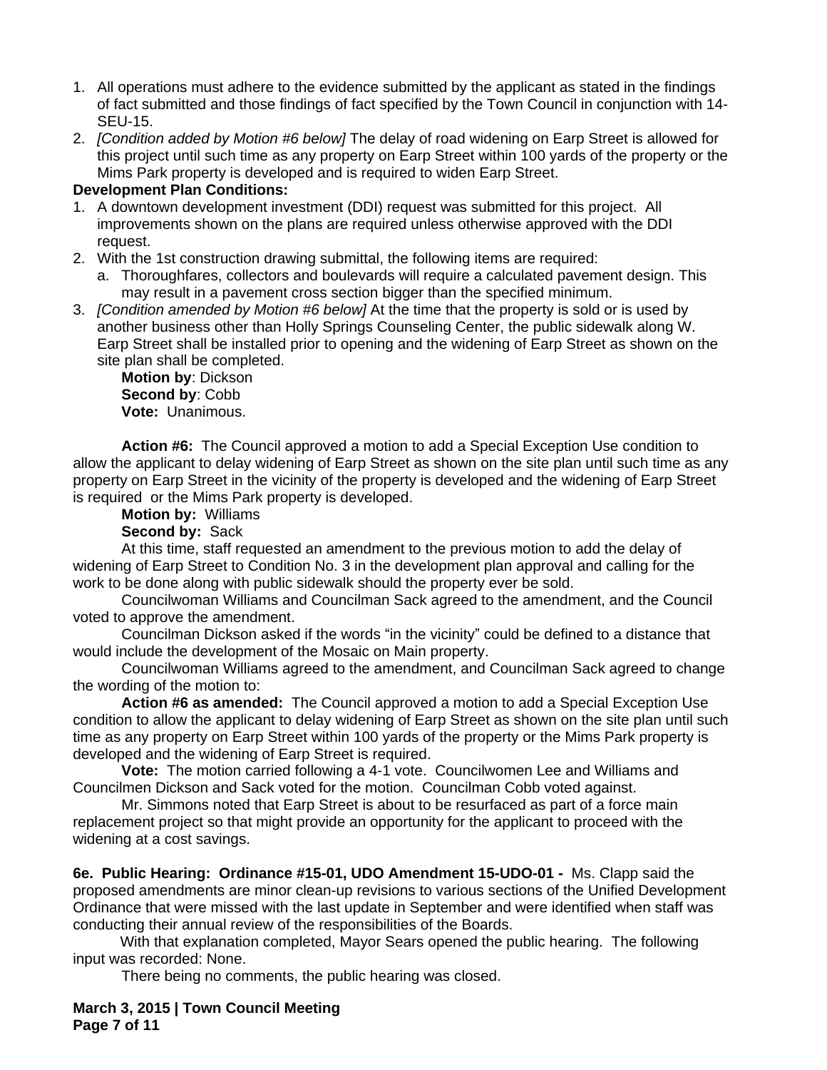1. All operations must adhere to the evidence submitted by the applicant as stated in the findings of fact submitted and those findings of fact specified by the Town Council in conjunction with 14-SEU-15.
2. *[Condition added by Motion #6 below]* The delay of road widening on Earp Street is allowed for this project until such time as any property on Earp Street within 100 yards of the property or the Mims Park property is developed and is required to widen Earp Street.

**Development Plan Conditions:**

1. A downtown development investment (DDI) request was submitted for this project. All improvements shown on the plans are required unless otherwise approved with the DDI request.
2. With the 1st construction drawing submittal, the following items are required:
   a. Thoroughfares, collectors and boulevards will require a calculated pavement design. This may result in a pavement cross section bigger than the specified minimum.
3. *[Condition amended by Motion #6 below]* At the time that the property is sold or is used by another business other than Holly Springs Counseling Center, the public sidewalk along W. Earp Street shall be installed prior to opening and the widening of Earp Street as shown on the site plan shall be completed.

**Motion by**: Dickson
**Second by**: Cobb
**Vote:** Unanimous.

**Action #6:** The Council approved a motion to add a Special Exception Use condition to allow the applicant to delay widening of Earp Street as shown on the site plan until such time as any property on Earp Street in the vicinity of the property is developed and the widening of Earp Street is required or the Mims Park property is developed.

**Motion by:** Williams
**Second by:** Sack

At this time, staff requested an amendment to the previous motion to add the delay of widening of Earp Street to Condition No. 3 in the development plan approval and calling for the work to be done along with public sidewalk should the property ever be sold.

Councilwoman Williams and Councilman Sack agreed to the amendment, and the Council voted to approve the amendment.

Councilman Dickson asked if the words "in the vicinity" could be defined to a distance that would include the development of the Mosaic on Main property.

Councilwoman Williams agreed to the amendment, and Councilman Sack agreed to change the wording of the motion to:

**Action #6 as amended:** The Council approved a motion to add a Special Exception Use condition to allow the applicant to delay widening of Earp Street as shown on the site plan until such time as any property on Earp Street within 100 yards of the property or the Mims Park property is developed and the widening of Earp Street is required.

**Vote:** The motion carried following a 4-1 vote. Councilwomen Lee and Williams and Councilmen Dickson and Sack voted for the motion. Councilman Cobb voted against.

Mr. Simmons noted that Earp Street is about to be resurfaced as part of a force main replacement project so that might provide an opportunity for the applicant to proceed with the widening at a cost savings.

**6e. Public Hearing: Ordinance #15-01, UDO Amendment 15-UDO-01 -** Ms. Clapp said the proposed amendments are minor clean-up revisions to various sections of the Unified Development Ordinance that were missed with the last update in September and were identified when staff was conducting their annual review of the responsibilities of the Boards.

With that explanation completed, Mayor Sears opened the public hearing. The following input was recorded: None.

There being no comments, the public hearing was closed.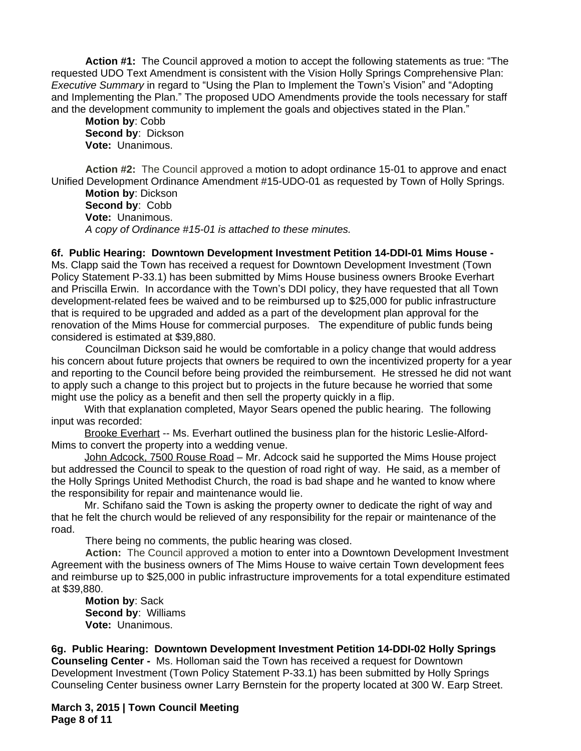**Action #1:** The Council approved a motion to accept the following statements as true: "The requested UDO Text Amendment is consistent with the Vision Holly Springs Comprehensive Plan: *Executive Summary* in regard to "Using the Plan to Implement the Town's Vision" and "Adopting and Implementing the Plan." The proposed UDO Amendments provide the tools necessary for staff and the development community to implement the goals and objectives stated in the Plan."

**Motion by**: Cobb
**Second by**: Dickson
**Vote:** Unanimous.

**Action #2:** The Council approved a motion to adopt ordinance 15-01 to approve and enact Unified Development Ordinance Amendment #15-UDO-01 as requested by Town of Holly Springs.

**Motion by**: Dickson
**Second by**: Cobb
**Vote:** Unanimous.
*A copy of Ordinance #15-01 is attached to these minutes.*

**6f. Public Hearing: Downtown Development Investment Petition 14-DDI-01 Mims House -** Ms. Clapp said the Town has received a request for Downtown Development Investment (Town Policy Statement P-33.1) has been submitted by Mims House business owners Brooke Everhart and Priscilla Erwin. In accordance with the Town's DDI policy, they have requested that all Town development-related fees be waived and to be reimbursed up to $25,000 for public infrastructure that is required to be upgraded and added as a part of the development plan approval for the renovation of the Mims House for commercial purposes. The expenditure of public funds being considered is estimated at $39,880.

Councilman Dickson said he would be comfortable in a policy change that would address his concern about future projects that owners be required to own the incentivized property for a year and reporting to the Council before being provided the reimbursement. He stressed he did not want to apply such a change to this project but to projects in the future because he worried that some might use the policy as a benefit and then sell the property quickly in a flip.

With that explanation completed, Mayor Sears opened the public hearing. The following input was recorded:

Brooke Everhart -- Ms. Everhart outlined the business plan for the historic Leslie-Alford-Mims to convert the property into a wedding venue.

John Adcock, 7500 Rouse Road – Mr. Adcock said he supported the Mims House project but addressed the Council to speak to the question of road right of way. He said, as a member of the Holly Springs United Methodist Church, the road is bad shape and he wanted to know where the responsibility for repair and maintenance would lie.

Mr. Schifano said the Town is asking the property owner to dedicate the right of way and that he felt the church would be relieved of any responsibility for the repair or maintenance of the road.

There being no comments, the public hearing was closed.

**Action:** The Council approved a motion to enter into a Downtown Development Investment Agreement with the business owners of The Mims House to waive certain Town development fees and reimburse up to $25,000 in public infrastructure improvements for a total expenditure estimated at $39,880.

**Motion by**: Sack
**Second by**: Williams
**Vote:** Unanimous.

**6g. Public Hearing: Downtown Development Investment Petition 14-DDI-02 Holly Springs Counseling Center -** Ms. Holloman said the Town has received a request for Downtown Development Investment (Town Policy Statement P-33.1) has been submitted by Holly Springs Counseling Center business owner Larry Bernstein for the property located at 300 W. Earp Street.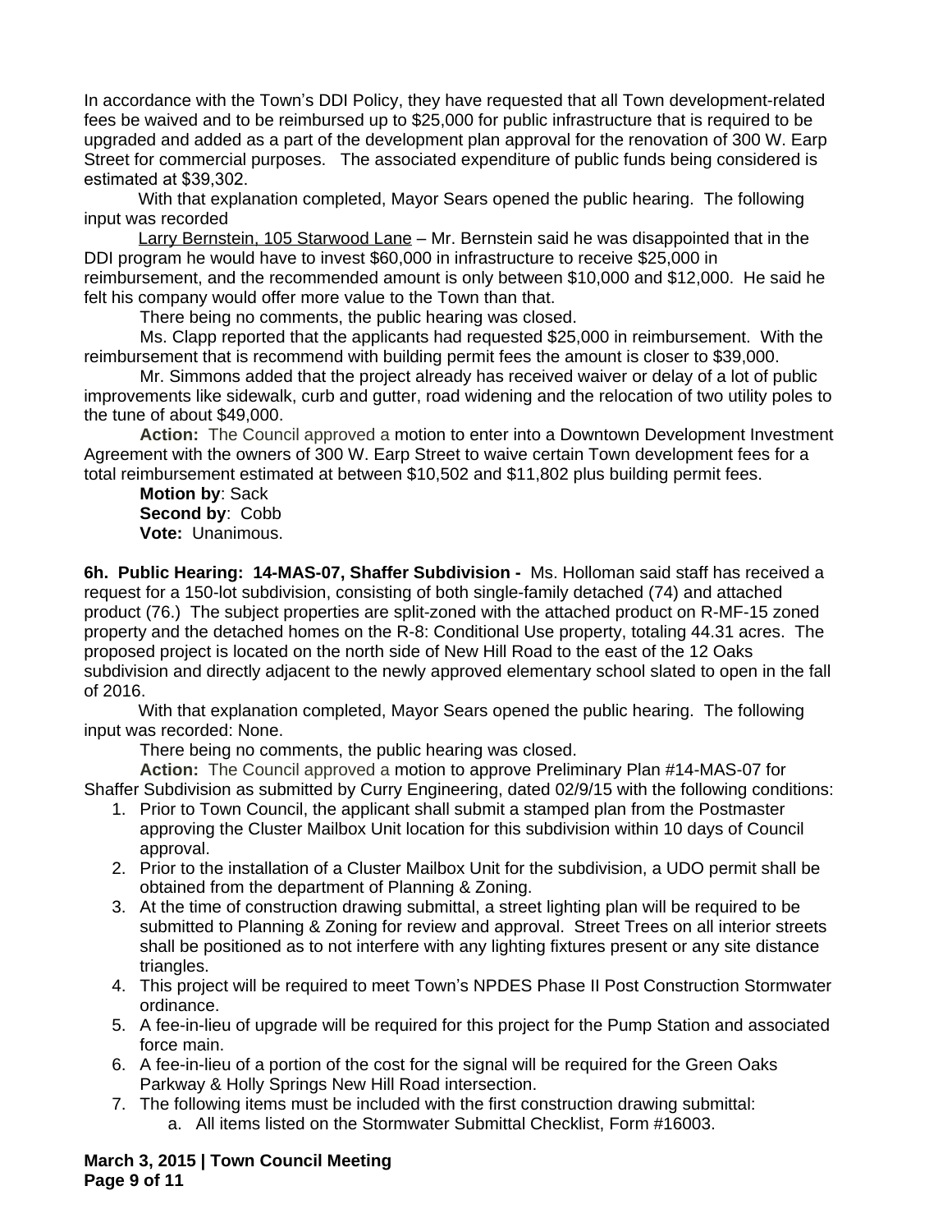In accordance with the Town's DDI Policy, they have requested that all Town development-related fees be waived and to be reimbursed up to $25,000 for public infrastructure that is required to be upgraded and added as a part of the development plan approval for the renovation of 300 W. Earp Street for commercial purposes. The associated expenditure of public funds being considered is estimated at $39,302.

With that explanation completed, Mayor Sears opened the public hearing. The following input was recorded

Larry Bernstein, 105 Starwood Lane – Mr. Bernstein said he was disappointed that in the DDI program he would have to invest $60,000 in infrastructure to receive $25,000 in reimbursement, and the recommended amount is only between $10,000 and $12,000. He said he felt his company would offer more value to the Town than that.

There being no comments, the public hearing was closed.

Ms. Clapp reported that the applicants had requested $25,000 in reimbursement. With the reimbursement that is recommend with building permit fees the amount is closer to $39,000.

Mr. Simmons added that the project already has received waiver or delay of a lot of public improvements like sidewalk, curb and gutter, road widening and the relocation of two utility poles to the tune of about $49,000.

**Action:** The Council approved a motion to enter into a Downtown Development Investment Agreement with the owners of 300 W. Earp Street to waive certain Town development fees for a total reimbursement estimated at between $10,502 and $11,802 plus building permit fees.

**Motion by**: Sack
**Second by**: Cobb
**Vote:** Unanimous.

**6h. Public Hearing: 14-MAS-07, Shaffer Subdivision -** Ms. Holloman said staff has received a request for a 150-lot subdivision, consisting of both single-family detached (74) and attached product (76.) The subject properties are split-zoned with the attached product on R-MF-15 zoned property and the detached homes on the R-8: Conditional Use property, totaling 44.31 acres. The proposed project is located on the north side of New Hill Road to the east of the 12 Oaks subdivision and directly adjacent to the newly approved elementary school slated to open in the fall of 2016.

With that explanation completed, Mayor Sears opened the public hearing. The following input was recorded: None.

There being no comments, the public hearing was closed.

**Action:** The Council approved a motion to approve Preliminary Plan #14-MAS-07 for Shaffer Subdivision as submitted by Curry Engineering, dated 02/9/15 with the following conditions:

1. Prior to Town Council, the applicant shall submit a stamped plan from the Postmaster approving the Cluster Mailbox Unit location for this subdivision within 10 days of Council approval.
2. Prior to the installation of a Cluster Mailbox Unit for the subdivision, a UDO permit shall be obtained from the department of Planning & Zoning.
3. At the time of construction drawing submittal, a street lighting plan will be required to be submitted to Planning & Zoning for review and approval. Street Trees on all interior streets shall be positioned as to not interfere with any lighting fixtures present or any site distance triangles.
4. This project will be required to meet Town's NPDES Phase II Post Construction Stormwater ordinance.
5. A fee-in-lieu of upgrade will be required for this project for the Pump Station and associated force main.
6. A fee-in-lieu of a portion of the cost for the signal will be required for the Green Oaks Parkway & Holly Springs New Hill Road intersection.
7. The following items must be included with the first construction drawing submittal:
    a. All items listed on the Stormwater Submittal Checklist, Form #16003.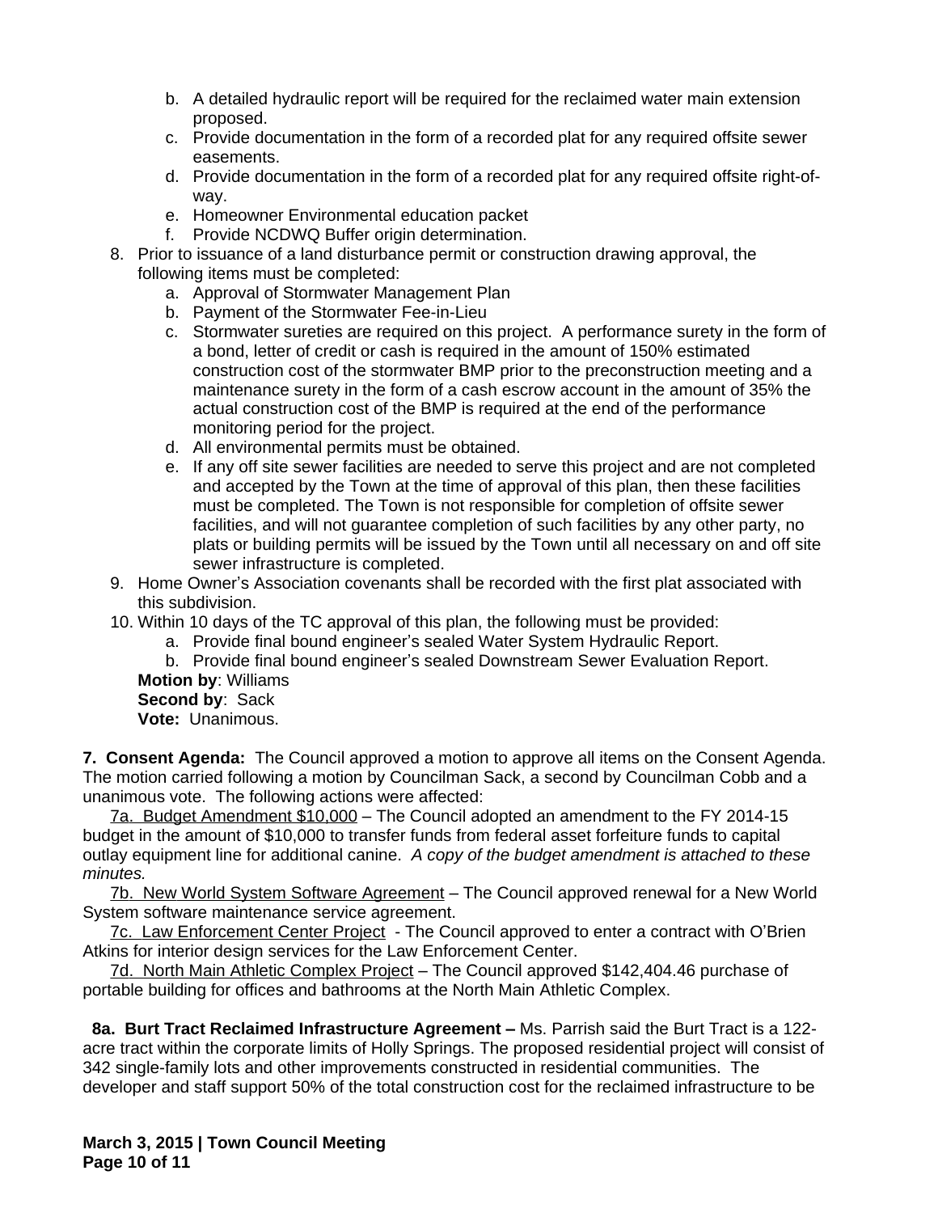b. A detailed hydraulic report will be required for the reclaimed water main extension proposed.
   c. Provide documentation in the form of a recorded plat for any required offsite sewer easements.
   d. Provide documentation in the form of a recorded plat for any required offsite right-of-way.
   e. Homeowner Environmental education packet
   f. Provide NCDWQ Buffer origin determination.

8. Prior to issuance of a land disturbance permit or construction drawing approval, the following items must be completed:
   a. Approval of Stormwater Management Plan
   b. Payment of the Stormwater Fee-in-Lieu
   c. Stormwater sureties are required on this project. A performance surety in the form of a bond, letter of credit or cash is required in the amount of 150% estimated construction cost of the stormwater BMP prior to the preconstruction meeting and a maintenance surety in the form of a cash escrow account in the amount of 35% the actual construction cost of the BMP is required at the end of the performance monitoring period for the project.
   d. All environmental permits must be obtained.
   e. If any off site sewer facilities are needed to serve this project and are not completed and accepted by the Town at the time of approval of this plan, then these facilities must be completed. The Town is not responsible for completion of offsite sewer facilities, and will not guarantee completion of such facilities by any other party, no plats or building permits will be issued by the Town until all necessary on and off site sewer infrastructure is completed.
9. Home Owner's Association covenants shall be recorded with the first plat associated with this subdivision.
10. Within 10 days of the TC approval of this plan, the following must be provided:
    a. Provide final bound engineer's sealed Water System Hydraulic Report.
    b. Provide final bound engineer's sealed Downstream Sewer Evaluation Report.

**Motion by**: Williams
**Second by**: Sack
**Vote:** Unanimous.

**7. Consent Agenda:** The Council approved a motion to approve all items on the Consent Agenda. The motion carried following a motion by Councilman Sack, a second by Councilman Cobb and a unanimous vote. The following actions were affected:

7a. Budget Amendment $10,000 – The Council adopted an amendment to the FY 2014-15 budget in the amount of $10,000 to transfer funds from federal asset forfeiture funds to capital outlay equipment line for additional canine. *A copy of the budget amendment is attached to these minutes.*

7b. New World System Software Agreement – The Council approved renewal for a New World System software maintenance service agreement.

7c. Law Enforcement Center Project - The Council approved to enter a contract with O'Brien Atkins for interior design services for the Law Enforcement Center.

7d. North Main Athletic Complex Project – The Council approved $142,404.46 purchase of portable building for offices and bathrooms at the North Main Athletic Complex.

**8a. Burt Tract Reclaimed Infrastructure Agreement –** Ms. Parrish said the Burt Tract is a 122-acre tract within the corporate limits of Holly Springs. The proposed residential project will consist of 342 single-family lots and other improvements constructed in residential communities. The developer and staff support 50% of the total construction cost for the reclaimed infrastructure to be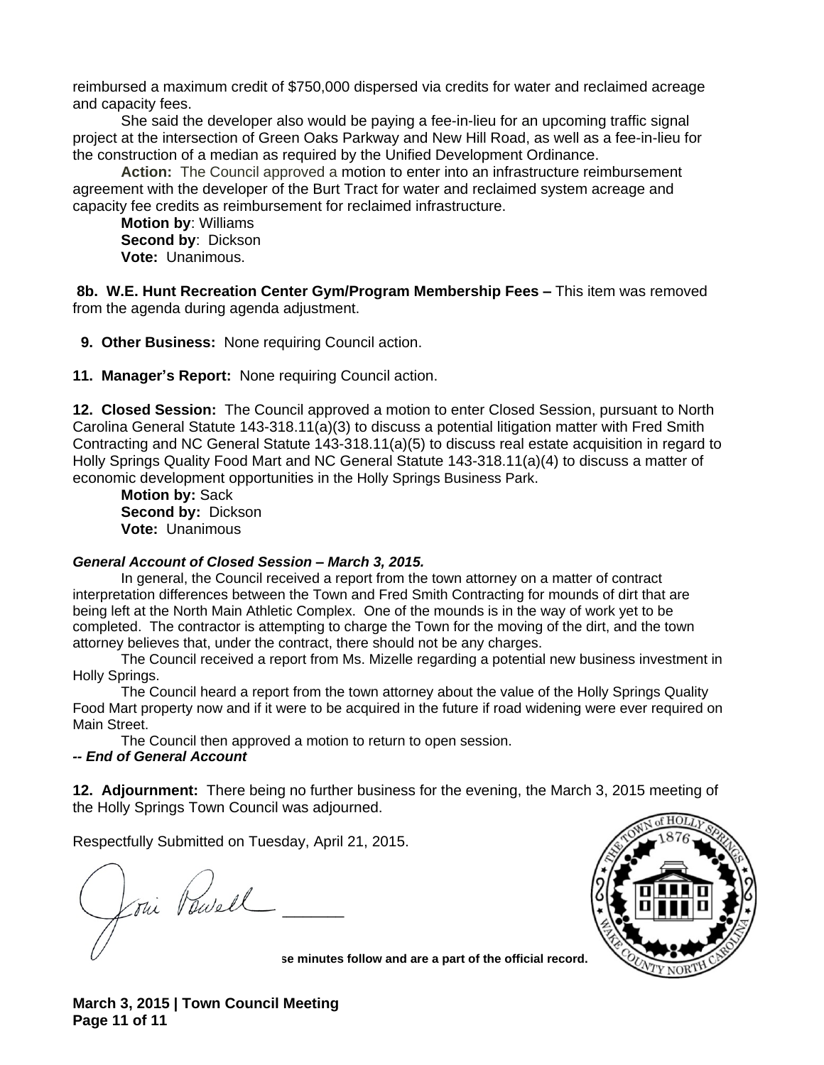reimbursed a maximum credit of $750,000 dispersed via credits for water and reclaimed acreage and capacity fees.

She said the developer also would be paying a fee-in-lieu for an upcoming traffic signal project at the intersection of Green Oaks Parkway and New Hill Road, as well as a fee-in-lieu for the construction of a median as required by the Unified Development Ordinance.

**Action:** The Council approved a motion to enter into an infrastructure reimbursement agreement with the developer of the Burt Tract for water and reclaimed system acreage and capacity fee credits as reimbursement for reclaimed infrastructure.

**Motion by**: Williams
**Second by**: Dickson
**Vote:** Unanimous.

**8b. W.E. Hunt Recreation Center Gym/Program Membership Fees –** This item was removed from the agenda during agenda adjustment.

**9. Other Business:** None requiring Council action.

**11. Manager's Report:** None requiring Council action.

**12. Closed Session:** The Council approved a motion to enter Closed Session, pursuant to North Carolina General Statute 143-318.11(a)(3) to discuss a potential litigation matter with Fred Smith Contracting and NC General Statute 143-318.11(a)(5) to discuss real estate acquisition in regard to Holly Springs Quality Food Mart and NC General Statute 143-318.11(a)(4) to discuss a matter of economic development opportunities in the Holly Springs Business Park.

**Motion by:** Sack
**Second by:** Dickson
**Vote:** Unanimous

***General Account of Closed Session – March 3, 2015.***

In general, the Council received a report from the town attorney on a matter of contract interpretation differences between the Town and Fred Smith Contracting for mounds of dirt that are being left at the North Main Athletic Complex. One of the mounds is in the way of work yet to be completed. The contractor is attempting to charge the Town for the moving of the dirt, and the town attorney believes that, under the contract, there should not be any charges.

The Council received a report from Ms. Mizelle regarding a potential new business investment in Holly Springs.

The Council heard a report from the town attorney about the value of the Holly Springs Quality Food Mart property now and if it were to be acquired in the future if road widening were ever required on Main Street.

The Council then approved a motion to return to open session.

***-- End of General Account***

**12. Adjournment:** There being no further business for the evening, the March 3, 2015 meeting of the Holly Springs Town Council was adjourned.

Respectfully Submitted on Tuesday, April 21, 2015.

Joni Powell ______

**se minutes follow and are a part of the official record.**